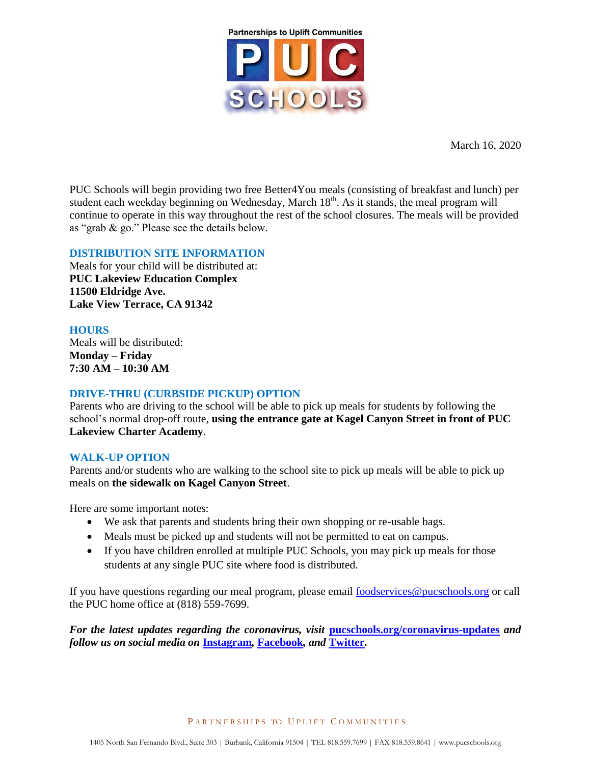Partnerships to Uplift Communities

PUC SCHOOLS

March 16, 2020

PUC Schools will begin providing two free Better4You meals (consisting of breakfast and lunch) per student each weekday beginning on Wednesday, March 18th. As it stands, the meal program will continue to operate in this way throughout the rest of the school closures. The meals will be provided as "grab & go." Please see the details below.

## DISTRIBUTION SITE INFORMATION

Meals for your child will be distributed at:
**PUC Lakeview Education Complex**
**11500 Eldridge Ave.**
**Lake View Terrace, CA 91342**

## HOURS

Meals will be distributed:
**Monday – Friday**
**7:30 AM – 10:30 AM**

## DRIVE-THRU (CURBSIDE PICKUP) OPTION

Parents who are driving to the school will be able to pick up meals for students by following the school's normal drop-off route, **using the entrance gate at Kagel Canyon Street in front of PUC Lakeview Charter Academy**.

## WALK-UP OPTION

Parents and/or students who are walking to the school site to pick up meals will be able to pick up meals on **the sidewalk on Kagel Canyon Street**.

Here are some important notes:

- We ask that parents and students bring their own shopping or re-usable bags.
- Meals must be picked up and students will not be permitted to eat on campus.
- If you have children enrolled at multiple PUC Schools, you may pick up meals for those students at any single PUC site where food is distributed.

If you have questions regarding our meal program, please email foodservices@pucschools.org or call the PUC home office at (818) 559-7699.

***For the latest updates regarding the coronavirus, visit pucschools.org/coronavirus-updates and follow us on social media on Instagram, Facebook, and Twitter.***

PARTNERSHIPS TO UPLIFT COMMUNITIES

1405 North San Fernando Blvd., Suite 303 | Burbank, California 91504 | TEL 818.559.7699 | FAX 818.559.8641 | www.pucschools.org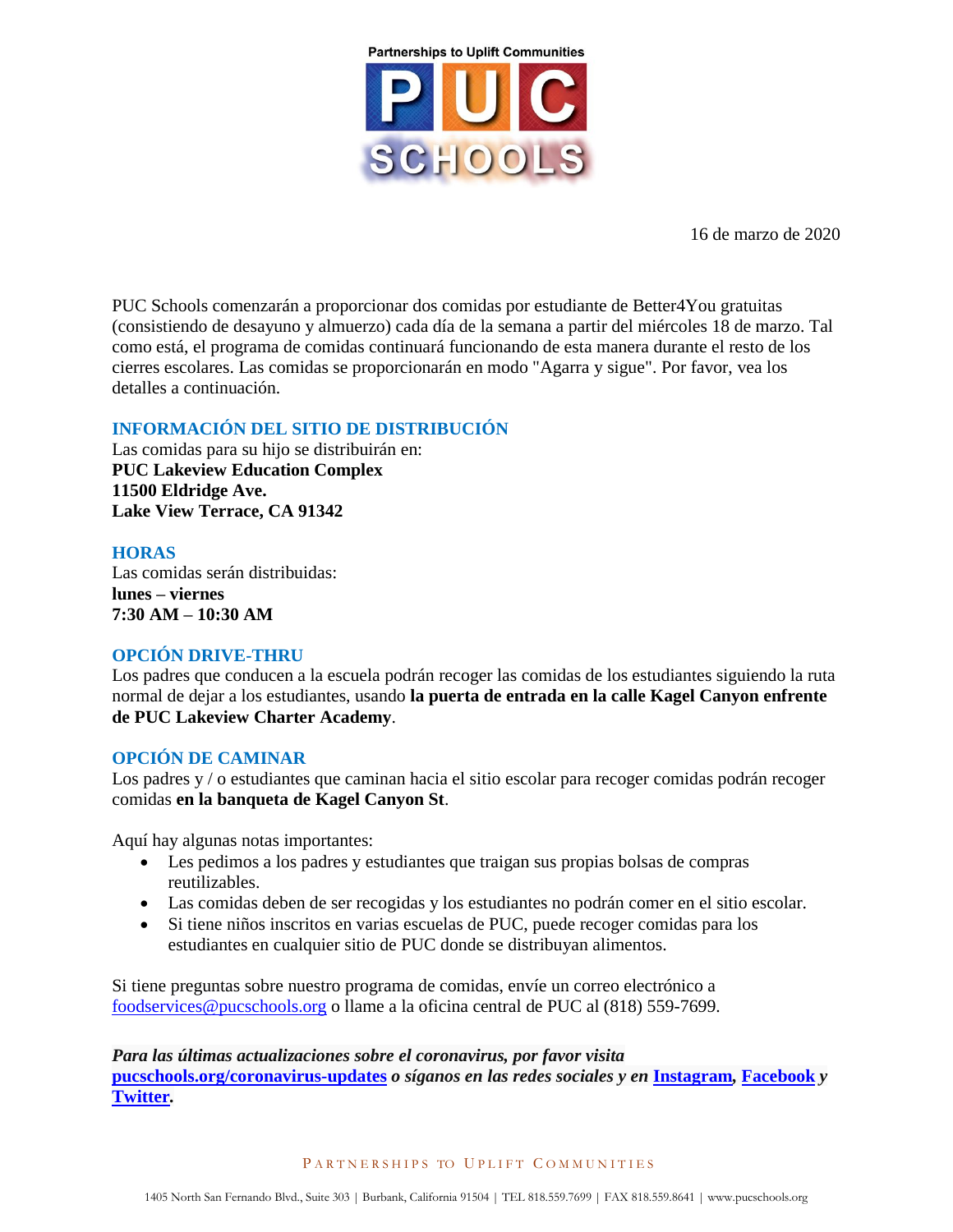Partnerships to Uplift Communities

PUC SCHOOLS

16 de marzo de 2020

PUC Schools comenzarán a proporcionar dos comidas por estudiante de Better4You gratuitas (consistiendo de desayuno y almuerzo) cada día de la semana a partir del miércoles 18 de marzo. Tal como está, el programa de comidas continuará funcionando de esta manera durante el resto de los cierres escolares. Las comidas se proporcionarán en modo "Agarra y sigue". Por favor, vea los detalles a continuación.

## INFORMACIÓN DEL SITIO DE DISTRIBUCIÓN

Las comidas para su hijo se distribuirán en:
**PUC Lakeview Education Complex**
**11500 Eldridge Ave.**
**Lake View Terrace, CA 91342**

## HORAS

Las comidas serán distribuidas:
**lunes – viernes**
**7:30 AM – 10:30 AM**

## OPCIÓN DRIVE-THRU

Los padres que conducen a la escuela podrán recoger las comidas de los estudiantes siguiendo la ruta normal de dejar a los estudiantes, usando **la puerta de entrada en la calle Kagel Canyon enfrente de PUC Lakeview Charter Academy**.

## OPCIÓN DE CAMINAR

Los padres y / o estudiantes que caminan hacia el sitio escolar para recoger comidas podrán recoger comidas **en la banqueta de Kagel Canyon St**.

Aquí hay algunas notas importantes:

- Les pedimos a los padres y estudiantes que traigan sus propias bolsas de compras reutilizables.
- Las comidas deben de ser recogidas y los estudiantes no podrán comer en el sitio escolar.
- Si tiene niños inscritos en varias escuelas de PUC, puede recoger comidas para los estudiantes en cualquier sitio de PUC donde se distribuyan alimentos.

Si tiene preguntas sobre nuestro programa de comidas, envíe un correo electrónico a foodservices@pucschools.org o llame a la oficina central de PUC al (818) 559-7699.

***Para las últimas actualizaciones sobre el coronavirus, por favor visita pucschools.org/coronavirus-updates o síganos en las redes sociales y en Instagram, Facebook y Twitter.***

PARTNERSHIPS TO UPLIFT COMMUNITIES

1405 North San Fernando Blvd., Suite 303 | Burbank, California 91504 | TEL 818.559.7699 | FAX 818.559.8641 | www.pucschools.org